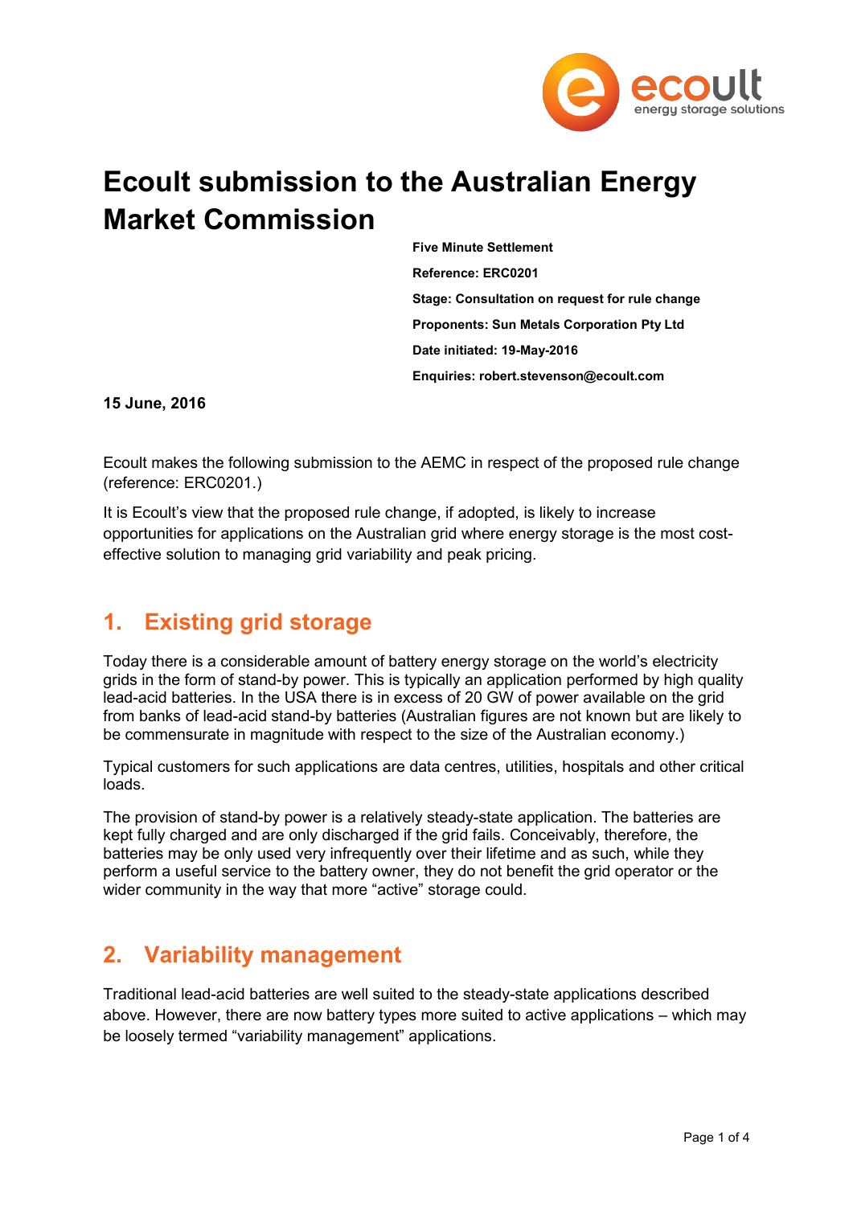# Ecoult submission to the Australian Energy Market Commission

**Five Minute Settlement**

**Reference: ERC0201**

**Stage: Consultation on request for rule change**

**Proponents: Sun Metals Corporation Pty Ltd**

**Date initiated: 19-May-2016**

**Enquiries: robert.stevenson@ecoult.com**

**15 June, 2016**

Ecoult makes the following submission to the AEMC in respect of the proposed rule change (reference: ERC0201.)

It is Ecoult's view that the proposed rule change, if adopted, is likely to increase opportunities for applications on the Australian grid where energy storage is the most cost-effective solution to managing grid variability and peak pricing.

## 1. Existing grid storage

Today there is a considerable amount of battery energy storage on the world's electricity grids in the form of stand-by power. This is typically an application performed by high quality lead-acid batteries. In the USA there is in excess of 20 GW of power available on the grid from banks of lead-acid stand-by batteries (Australian figures are not known but are likely to be commensurate in magnitude with respect to the size of the Australian economy.)

Typical customers for such applications are data centres, utilities, hospitals and other critical loads.

The provision of stand-by power is a relatively steady-state application. The batteries are kept fully charged and are only discharged if the grid fails. Conceivably, therefore, the batteries may be only used very infrequently over their lifetime and as such, while they perform a useful service to the battery owner, they do not benefit the grid operator or the wider community in the way that more "active" storage could.

## 2. Variability management

Traditional lead-acid batteries are well suited to the steady-state applications described above. However, there are now battery types more suited to active applications – which may be loosely termed "variability management" applications.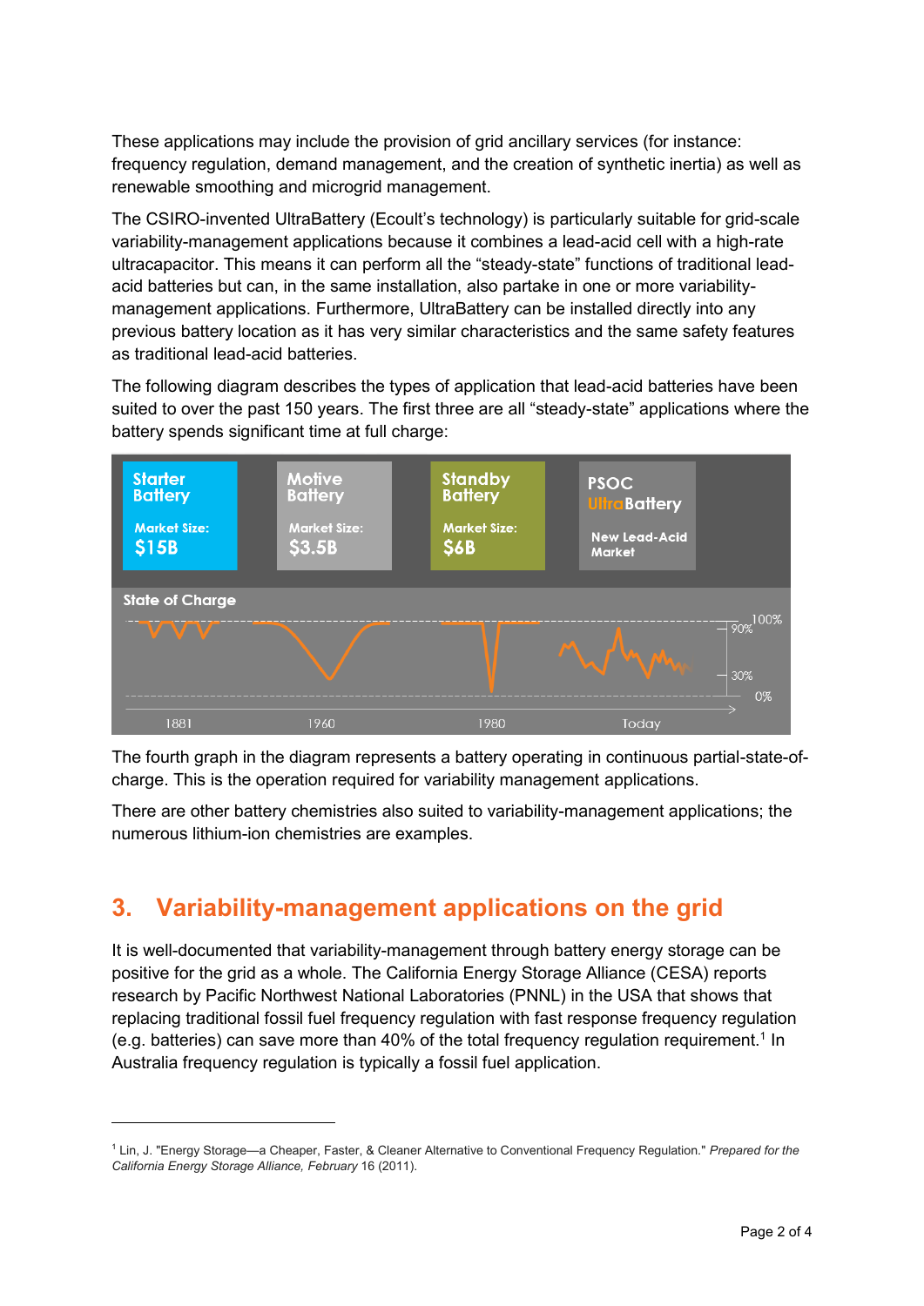These applications may include the provision of grid ancillary services (for instance: frequency regulation, demand management, and the creation of synthetic inertia) as well as renewable smoothing and microgrid management.

The CSIRO-invented UltraBattery (Ecoult's technology) is particularly suitable for grid-scale variability-management applications because it combines a lead-acid cell with a high-rate ultracapacitor. This means it can perform all the "steady-state" functions of traditional lead-acid batteries but can, in the same installation, also partake in one or more variability-management applications. Furthermore, UltraBattery can be installed directly into any previous battery location as it has very similar characteristics and the same safety features as traditional lead-acid batteries.

The following diagram describes the types of application that lead-acid batteries have been suited to over the past 150 years. The first three are all "steady-state" applications where the battery spends significant time at full charge:

| Starter Battery | Motive Battery | Standby Battery | PSOC UltraBattery |
|---|---|---|---|
| Market Size: $15B | Market Size: $3.5B | Market Size: $6B | New Lead-Acid Market |
| 1881 | 1960 | 1980 | Today |

State of Charge (100%, 90%, 30%, 0%)

The fourth graph in the diagram represents a battery operating in continuous partial-state-of-charge. This is the operation required for variability management applications.

There are other battery chemistries also suited to variability-management applications; the numerous lithium-ion chemistries are examples.

## 3. Variability-management applications on the grid

It is well-documented that variability-management through battery energy storage can be positive for the grid as a whole. The California Energy Storage Alliance (CESA) reports research by Pacific Northwest National Laboratories (PNNL) in the USA that shows that replacing traditional fossil fuel frequency regulation with fast response frequency regulation (e.g. batteries) can save more than 40% of the total frequency regulation requirement.[1] In Australia frequency regulation is typically a fossil fuel application.

---

[1] Lin, J. "Energy Storage—a Cheaper, Faster, & Cleaner Alternative to Conventional Frequency Regulation." *Prepared for the California Energy Storage Alliance, February* 16 (2011).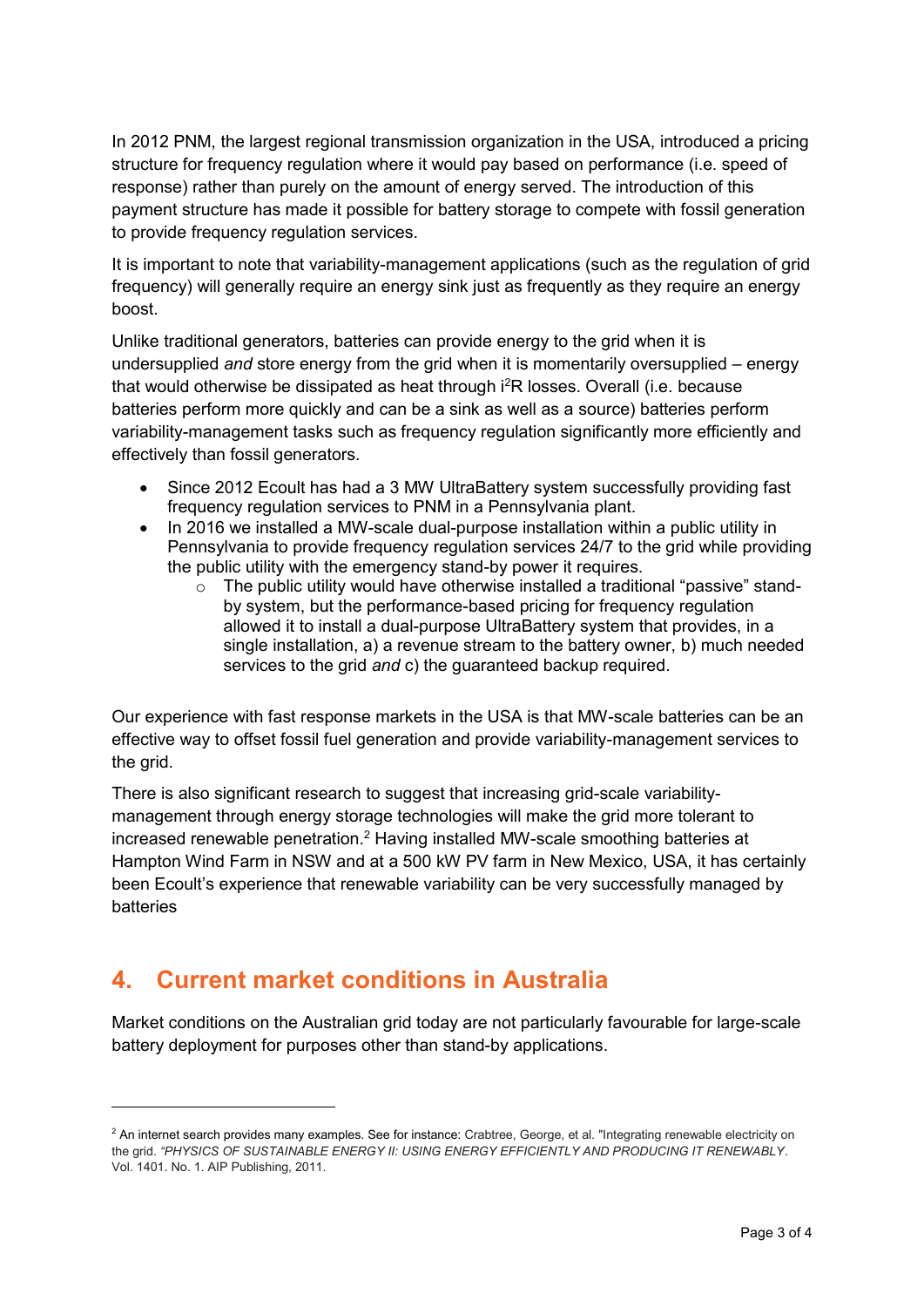In 2012 PNM, the largest regional transmission organization in the USA, introduced a pricing structure for frequency regulation where it would pay based on performance (i.e. speed of response) rather than purely on the amount of energy served. The introduction of this payment structure has made it possible for battery storage to compete with fossil generation to provide frequency regulation services.

It is important to note that variability-management applications (such as the regulation of grid frequency) will generally require an energy sink just as frequently as they require an energy boost.

Unlike traditional generators, batteries can provide energy to the grid when it is undersupplied *and* store energy from the grid when it is momentarily oversupplied – energy that would otherwise be dissipated as heat through $i^2R$ losses. Overall (i.e. because batteries perform more quickly and can be a sink as well as a source) batteries perform variability-management tasks such as frequency regulation significantly more efficiently and effectively than fossil generators.

- Since 2012 Ecoult has had a 3 MW UltraBattery system successfully providing fast frequency regulation services to PNM in a Pennsylvania plant.
- In 2016 we installed a MW-scale dual-purpose installation within a public utility in Pennsylvania to provide frequency regulation services 24/7 to the grid while providing the public utility with the emergency stand-by power it requires.
    - The public utility would have otherwise installed a traditional "passive" stand-by system, but the performance-based pricing for frequency regulation allowed it to install a dual-purpose UltraBattery system that provides, in a single installation, a) a revenue stream to the battery owner, b) much needed services to the grid *and* c) the guaranteed backup required.

Our experience with fast response markets in the USA is that MW-scale batteries can be an effective way to offset fossil fuel generation and provide variability-management services to the grid.

There is also significant research to suggest that increasing grid-scale variability-management through energy storage technologies will make the grid more tolerant to increased renewable penetration.[2] Having installed MW-scale smoothing batteries at Hampton Wind Farm in NSW and at a 500 kW PV farm in New Mexico, USA, it has certainly been Ecoult's experience that renewable variability can be very successfully managed by batteries

## 4. Current market conditions in Australia

Market conditions on the Australian grid today are not particularly favourable for large-scale battery deployment for purposes other than stand-by applications.

---

[2] An internet search provides many examples. See for instance: Crabtree, George, et al. "Integrating renewable electricity on the grid. *"PHYSICS OF SUSTAINABLE ENERGY II: USING ENERGY EFFICIENTLY AND PRODUCING IT RENEWABLY*. Vol. 1401. No. 1. AIP Publishing, 2011.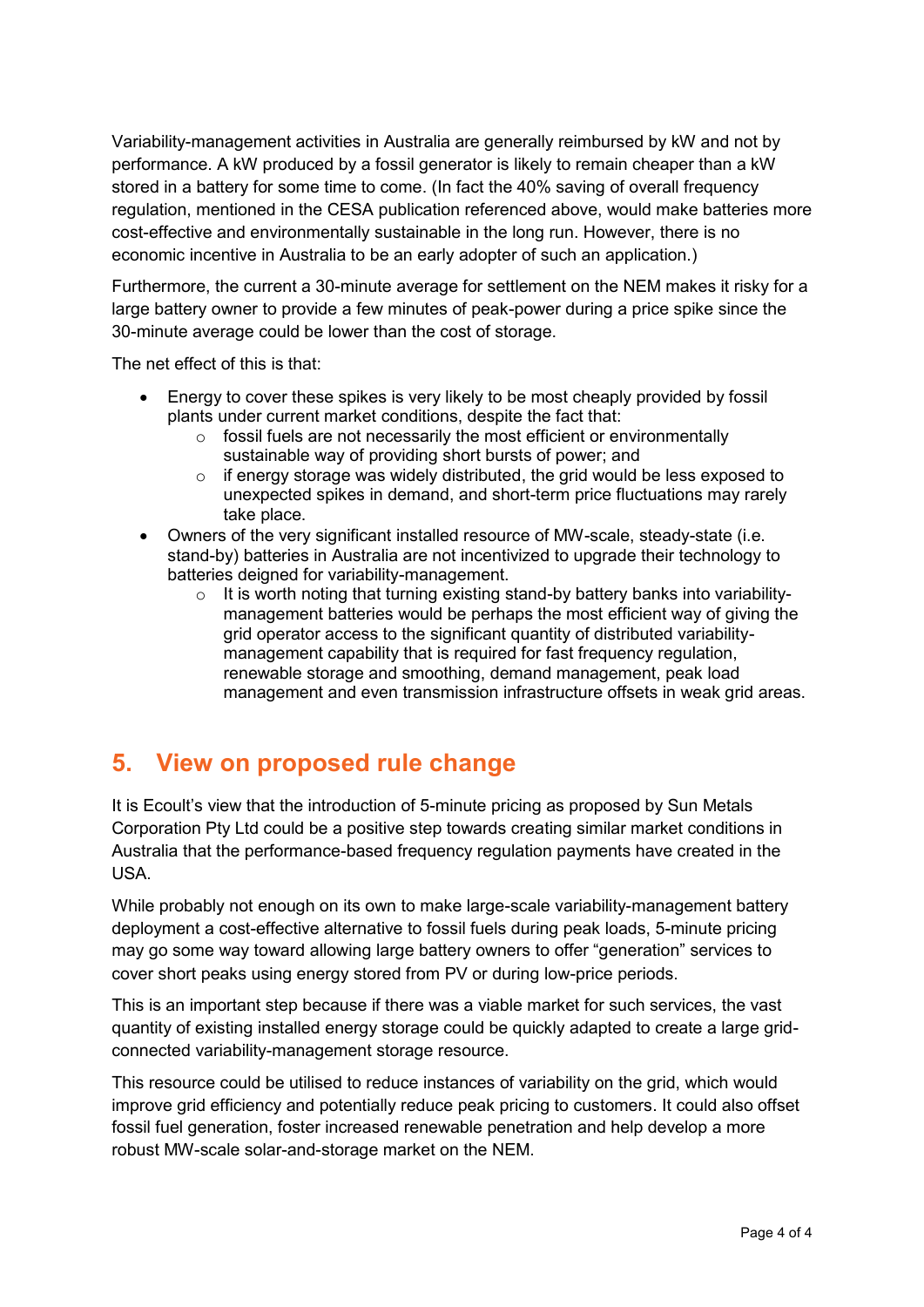Variability-management activities in Australia are generally reimbursed by kW and not by performance. A kW produced by a fossil generator is likely to remain cheaper than a kW stored in a battery for some time to come. (In fact the 40% saving of overall frequency regulation, mentioned in the CESA publication referenced above, would make batteries more cost-effective and environmentally sustainable in the long run. However, there is no economic incentive in Australia to be an early adopter of such an application.)

Furthermore, the current a 30-minute average for settlement on the NEM makes it risky for a large battery owner to provide a few minutes of peak-power during a price spike since the 30-minute average could be lower than the cost of storage.

The net effect of this is that:

- Energy to cover these spikes is very likely to be most cheaply provided by fossil plants under current market conditions, despite the fact that:
  - fossil fuels are not necessarily the most efficient or environmentally sustainable way of providing short bursts of power; and
  - if energy storage was widely distributed, the grid would be less exposed to unexpected spikes in demand, and short-term price fluctuations may rarely take place.
- Owners of the very significant installed resource of MW-scale, steady-state (i.e. stand-by) batteries in Australia are not incentivized to upgrade their technology to batteries deigned for variability-management.
  - It is worth noting that turning existing stand-by battery banks into variability-management batteries would be perhaps the most efficient way of giving the grid operator access to the significant quantity of distributed variability-management capability that is required for fast frequency regulation, renewable storage and smoothing, demand management, peak load management and even transmission infrastructure offsets in weak grid areas.

## 5. View on proposed rule change

It is Ecoult's view that the introduction of 5-minute pricing as proposed by Sun Metals Corporation Pty Ltd could be a positive step towards creating similar market conditions in Australia that the performance-based frequency regulation payments have created in the USA.

While probably not enough on its own to make large-scale variability-management battery deployment a cost-effective alternative to fossil fuels during peak loads, 5-minute pricing may go some way toward allowing large battery owners to offer "generation" services to cover short peaks using energy stored from PV or during low-price periods.

This is an important step because if there was a viable market for such services, the vast quantity of existing installed energy storage could be quickly adapted to create a large grid-connected variability-management storage resource.

This resource could be utilised to reduce instances of variability on the grid, which would improve grid efficiency and potentially reduce peak pricing to customers. It could also offset fossil fuel generation, foster increased renewable penetration and help develop a more robust MW-scale solar-and-storage market on the NEM.